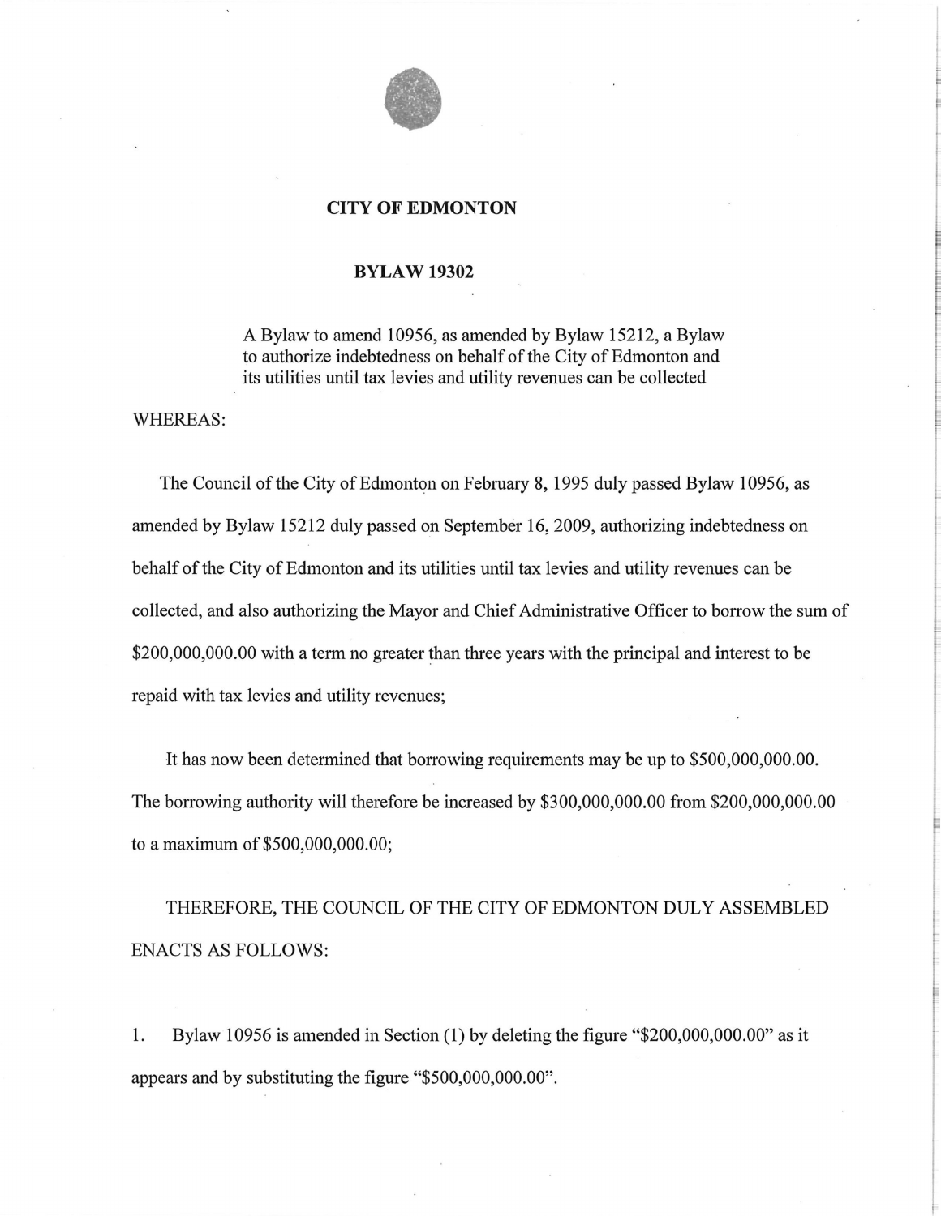# CITY OF EDMONTON

## BYLAW 19302

A Bylaw to amend 10956, as amended by Bylaw 15212, a Bylaw to authorize indebtedness on behalf of the City of Edmonton and its utilities until tax levies and utility revenues can be collected

WHEREAS:

The Council of the City of Edmonton on February 8, 1995 duly passed Bylaw 10956, as amended by Bylaw 15212 duly passed on September 16, 2009, authorizing indebtedness on behalf of the City of Edmonton and its utilities until tax levies and utility revenues can be collected, and also authorizing the Mayor and Chief Administrative Officer to borrow the sum of $200,000,000.00 with a term no greater than three years with the principal and interest to be repaid with tax levies and utility revenues;

It has now been determined that borrowing requirements may be up to $500,000,000.00. The borrowing authority will therefore be increased by $300,000,000.00 from $200,000,000.00 to a maximum of $500,000,000.00;

THEREFORE, THE COUNCIL OF THE CITY OF EDMONTON DULY ASSEMBLED ENACTS AS FOLLOWS:

1. Bylaw 10956 is amended in Section (1) by deleting the figure "$200,000,000.00" as it appears and by substituting the figure "$500,000,000.00".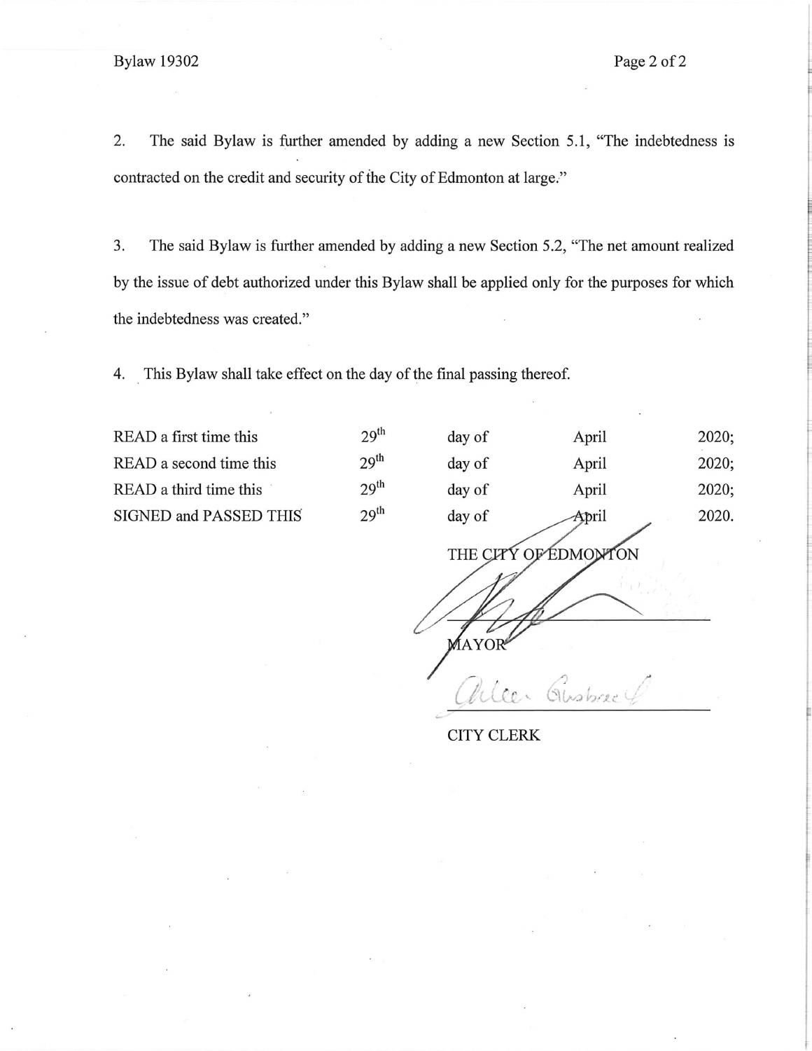2. The said Bylaw is further amended by adding a new Section 5.1, "The indebtedness is contracted on the credit and security of the City of Edmonton at large."

3. The said Bylaw is further amended by adding a new Section 5.2, "The net amount realized by the issue of debt authorized under this Bylaw shall be applied only for the purposes for which the indebtedness was created."

4. This Bylaw shall take effect on the day of the final passing thereof.

| | | | | |
|---|---|---|---|---|
| READ a first time this | 29th | day of | April | 2020; |
| READ a second time this | 29th | day of | April | 2020; |
| READ a third time this | 29th | day of | April | 2020; |
| SIGNED and PASSED THIS | 29th | day of | April | 2020. |

THE CITY OF EDMONTON

MAYOR

CITY CLERK